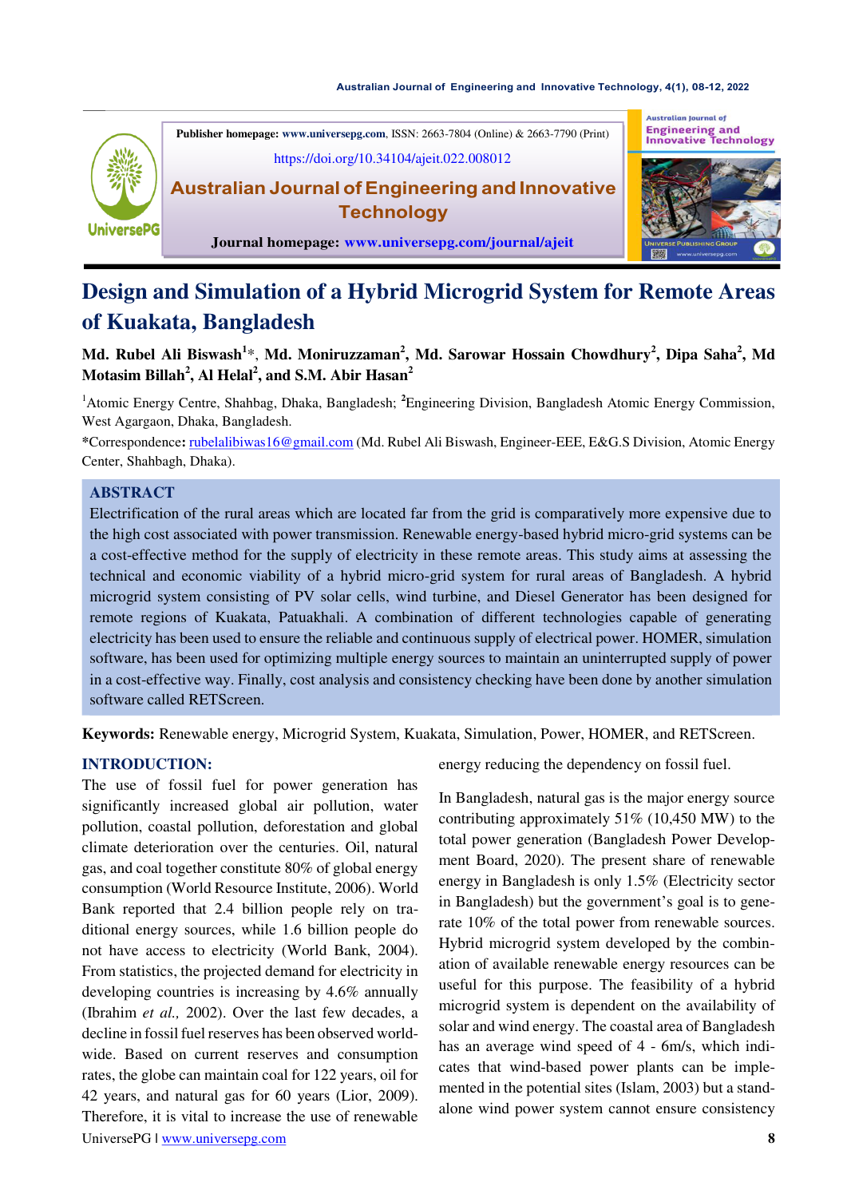Publisher homepage: www.universepg.com, ISSN: 2663-7804 (Online) & 2663-7790 (Print)

https://doi.org/10.34104/ajeit.022.008012

**Australian Journal of Engineering and Innovative Technology**

Journal homepage: www.universepg.com/journal/ajeit

# Design and Simulation of a Hybrid Microgrid System for Remote Areas of Kuakata, Bangladesh

**Md. Rubel Ali Biswash[1]*, Md. Moniruzzaman[2], Md. Sarowar Hossain Chowdhury[2], Dipa Saha[2], Md Motasim Billah[2], Al Helal[2], and S.M. Abir Hasan[2]**

[1]Atomic Energy Centre, Shahbag, Dhaka, Bangladesh; [2]Engineering Division, Bangladesh Atomic Energy Commission, West Agargaon, Dhaka, Bangladesh.

*Correspondence: rubelalibiwas16@gmail.com (Md. Rubel Ali Biswash, Engineer-EEE, E&G.S Division, Atomic Energy Center, Shahbagh, Dhaka).

## ABSTRACT

Electrification of the rural areas which are located far from the grid is comparatively more expensive due to the high cost associated with power transmission. Renewable energy-based hybrid micro-grid systems can be a cost-effective method for the supply of electricity in these remote areas. This study aims at assessing the technical and economic viability of a hybrid micro-grid system for rural areas of Bangladesh. A hybrid microgrid system consisting of PV solar cells, wind turbine, and Diesel Generator has been designed for remote regions of Kuakata, Patuakhali. A combination of different technologies capable of generating electricity has been used to ensure the reliable and continuous supply of electrical power. HOMER, simulation software, has been used for optimizing multiple energy sources to maintain an uninterrupted supply of power in a cost-effective way. Finally, cost analysis and consistency checking have been done by another simulation software called RETScreen.

**Keywords:** Renewable energy, Microgrid System, Kuakata, Simulation, Power, HOMER, and RETScreen.

## INTRODUCTION:

The use of fossil fuel for power generation has significantly increased global air pollution, water pollution, coastal pollution, deforestation and global climate deterioration over the centuries. Oil, natural gas, and coal together constitute 80% of global energy consumption (World Resource Institute, 2006). World Bank reported that 2.4 billion people rely on traditional energy sources, while 1.6 billion people do not have access to electricity (World Bank, 2004). From statistics, the projected demand for electricity in developing countries is increasing by 4.6% annually (Ibrahim *et al.,* 2002). Over the last few decades, a decline in fossil fuel reserves has been observed worldwide. Based on current reserves and consumption rates, the globe can maintain coal for 122 years, oil for 42 years, and natural gas for 60 years (Lior, 2009). Therefore, it is vital to increase the use of renewable energy reducing the dependency on fossil fuel.

In Bangladesh, natural gas is the major energy source contributing approximately 51% (10,450 MW) to the total power generation (Bangladesh Power Development Board, 2020). The present share of renewable energy in Bangladesh is only 1.5% (Electricity sector in Bangladesh) but the government's goal is to generate 10% of the total power from renewable sources. Hybrid microgrid system developed by the combination of available renewable energy resources can be useful for this purpose. The feasibility of a hybrid microgrid system is dependent on the availability of solar and wind energy. The coastal area of Bangladesh has an average wind speed of 4 - 6m/s, which indicates that wind-based power plants can be implemented in the potential sites (Islam, 2003) but a standalone wind power system cannot ensure consistency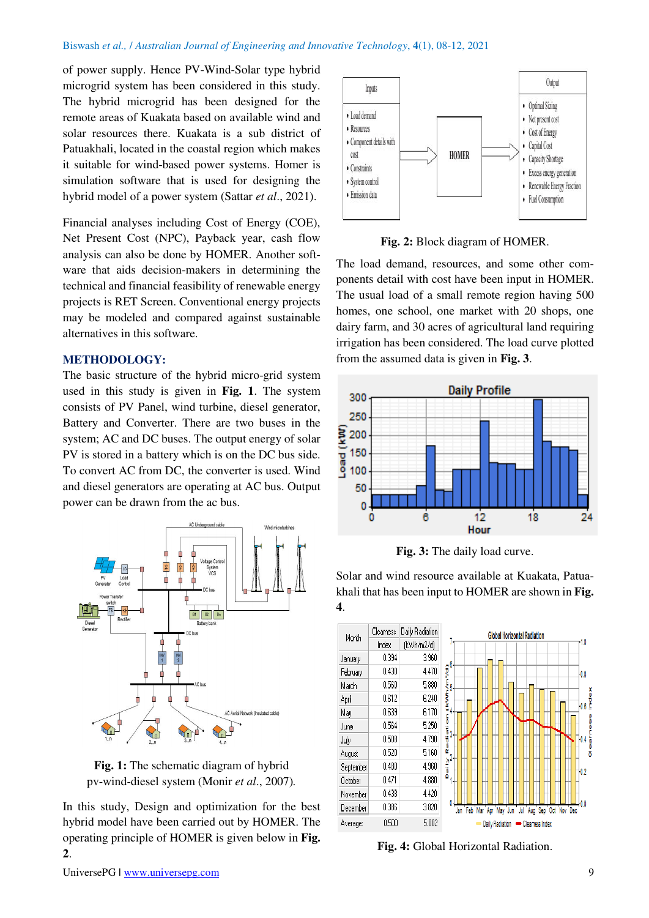of power supply. Hence PV-Wind-Solar type hybrid microgrid system has been considered in this study. The hybrid microgrid has been designed for the remote areas of Kuakata based on available wind and solar resources there. Kuakata is a sub district of Patuakhali, located in the coastal region which makes it suitable for wind-based power systems. Homer is simulation software that is used for designing the hybrid model of a power system (Sattar *et al*., 2021).

Financial analyses including Cost of Energy (COE), Net Present Cost (NPC), Payback year, cash flow analysis can also be done by HOMER. Another software that aids decision-makers in determining the technical and financial feasibility of renewable energy projects is RET Screen. Conventional energy projects may be modeled and compared against sustainable alternatives in this software.

## METHODOLOGY:

The basic structure of the hybrid micro-grid system used in this study is given in **Fig. 1**. The system consists of PV Panel, wind turbine, diesel generator, Battery and Converter. There are two buses in the system; AC and DC buses. The output energy of solar PV is stored in a battery which is on the DC bus side. To convert AC from DC, the converter is used. Wind and diesel generators are operating at AC bus. Output power can be drawn from the ac bus.

**Fig. 1:** The schematic diagram of hybrid pv-wind-diesel system (Monir *et al*., 2007).

In this study, Design and optimization for the best hybrid model have been carried out by HOMER. The operating principle of HOMER is given below in **Fig. 2**.

**Fig. 2:** Block diagram of HOMER.

The load demand, resources, and some other components detail with cost have been input in HOMER. The usual load of a small remote region having 500 homes, one school, one market with 20 shops, one dairy farm, and 30 acres of agricultural land requiring irrigation has been considered. The load curve plotted from the assumed data is given in **Fig. 3**.

**Fig. 3:** The daily load curve.

Solar and wind resource available at Kuakata, Patuakhali that has been input to HOMER are shown in **Fig. 4**.

| Month | Clearness Index | Daily Radiation (kWh/m2/d) |
|---|---|---|
| January | 0.394 | 3.960 |
| February | 0.430 | 4.470 |
| March | 0.560 | 5.880 |
| April | 0.612 | 6.240 |
| May | 0.639 | 6.170 |
| June | 0.564 | 5.250 |
| July | 0.508 | 4.790 |
| August | 0.520 | 5.160 |
| September | 0.480 | 4.960 |
| October | 0.471 | 4.880 |
| November | 0.438 | 4.420 |
| December | 0.386 | 3.820 |
| Average: | 0.500 | 5.002 |

**Fig. 4:** Global Horizontal Radiation.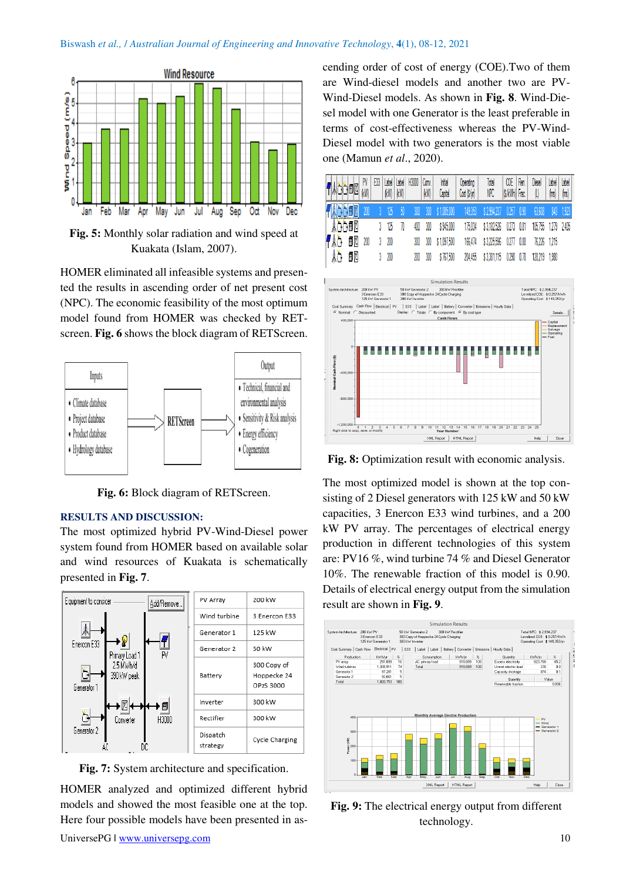Fig. 5: Monthly solar radiation and wind speed at Kuakata (Islam, 2007).

HOMER eliminated all infeasible systems and presented the results in ascending order of net present cost (NPC). The economic feasibility of the most optimum model found from HOMER was checked by RETScreen. **Fig. 6** shows the block diagram of RETScreen.

Fig. 6: Block diagram of RETScreen.

## RESULTS AND DISCUSSION:

The most optimized hybrid PV-Wind-Diesel power system found from HOMER based on available solar and wind resources of Kuakata is schematically presented in **Fig. 7**.

| | |
|---|---|
| PV Array | 200 kW |
| Wind turbine | 3 Enercon E33 |
| Generator 1 | 125 kW |
| Generator 2 | 50 kW |
| Battery | 300 Copy of Hoppecke 24 OPzS 3000 |
| Inverter | 300 kW |
| Rectifier | 300 kW |
| Dispatch strategy | Cycle Charging |

Fig. 7: System architecture and specification.

HOMER analyzed and optimized different hybrid models and showed the most feasible one at the top. Here four possible models have been presented in ascending order of cost of energy (COE).Two of them are Wind-diesel models and another two are PV-Wind-Diesel models. As shown in **Fig. 8**. Wind-Diesel model with one Generator is the least preferable in terms of cost-effectiveness whereas the PV-Wind-Diesel model with two generators is the most viable one (Mamun *et al*., 2020).

| PV (kW) | E33 | Label (kW) | Label (kW) | H3000 | Conv. (kW) | Initial Capital | Operating Cost ($/yr) | Total NPC | COE ($/kWh) | Ren. Frac. | Diesel (L) | Label (hrs) | Label (hrs) |
|---|---|---|---|---|---|---|---|---|---|---|---|---|---|
| 200 | 3 | 125 | 50 | 300 | 300 | $1,085,000 | 149,353 | $2,994,237 | 0.257 | 0.90 | 63,608 | 843 | 1,923 |
| | 3 | 125 | 70 | 400 | 300 | $945,000 | 176,034 | $3,195,305 | 0.273 | 0.81 | 106,755 | 1,279 | 2,405 |
| 200 | 3 | 200 | | 300 | 300 | $1,097,500 | 166,474 | $3,225,596 | 0.277 | 0.88 | 76,226 | 1,215 | |
| | 3 | 200 | | 200 | 300 | $767,500 | 204,455 | $3,381,115 | 0.290 | 0.78 | 128,219 | 1,980 | |

Fig. 8: Optimization result with economic analysis.

The most optimized model is shown at the top consisting of 2 Diesel generators with 125 kW and 50 kW capacities, 3 Enercon E33 wind turbines, and a 200 kW PV array. The percentages of electrical energy production in different technologies of this system are: PV16 %, wind turbine 74 % and Diesel Generator 10%. The renewable fraction of this model is 0.90. Details of electrical energy output from the simulation result are shown in **Fig. 9**.

Fig. 9: The electrical energy output from different technology.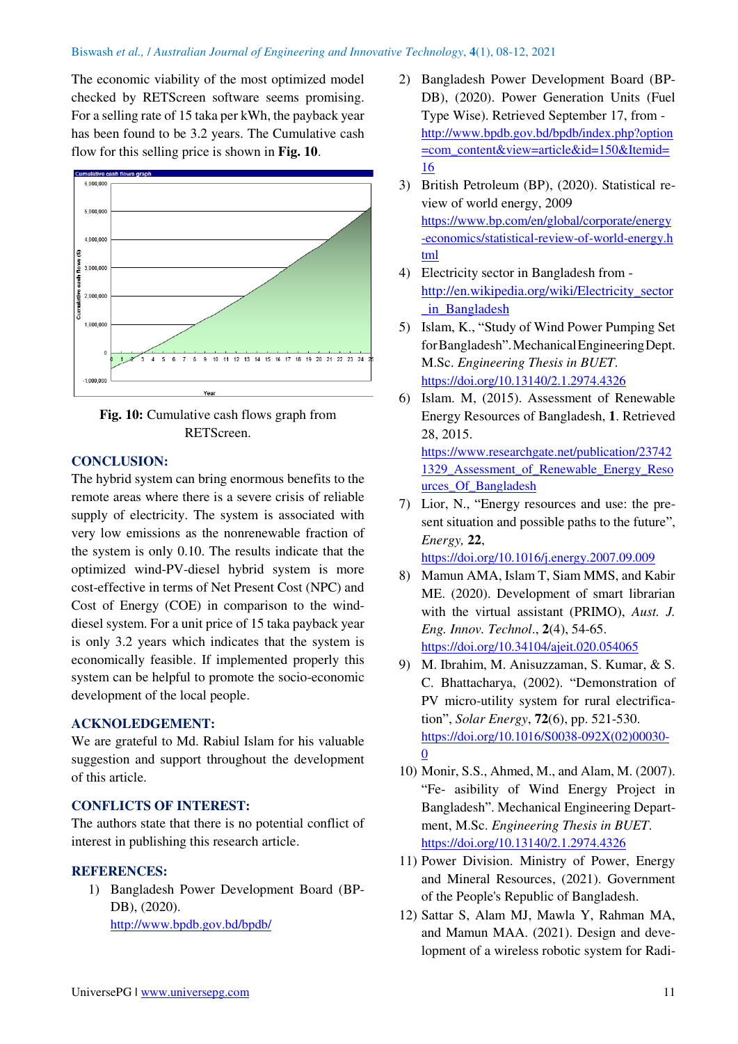The economic viability of the most optimized model checked by RETScreen software seems promising. For a selling rate of 15 taka per kWh, the payback year has been found to be 3.2 years. The Cumulative cash flow for this selling price is shown in **Fig. 10**.

**Fig. 10:** Cumulative cash flows graph from RETScreen.

## CONCLUSION:

The hybrid system can bring enormous benefits to the remote areas where there is a severe crisis of reliable supply of electricity. The system is associated with very low emissions as the nonrenewable fraction of the system is only 0.10. The results indicate that the optimized wind-PV-diesel hybrid system is more cost-effective in terms of Net Present Cost (NPC) and Cost of Energy (COE) in comparison to the wind-diesel system. For a unit price of 15 taka payback year is only 3.2 years which indicates that the system is economically feasible. If implemented properly this system can be helpful to promote the socio-economic development of the local people.

## ACKNOLEDGEMENT:

We are grateful to Md. Rabiul Islam for his valuable suggestion and support throughout the development of this article.

## CONFLICTS OF INTEREST:

The authors state that there is no potential conflict of interest in publishing this research article.

## REFERENCES:

1) Bangladesh Power Development Board (BPDB), (2020). http://www.bpdb.gov.bd/bpdb/
2) Bangladesh Power Development Board (BPDB), (2020). Power Generation Units (Fuel Type Wise). Retrieved September 17, from - http://www.bpdb.gov.bd/bpdb/index.php?option=com_content&view=article&id=150&Itemid=16
3) British Petroleum (BP), (2020). Statistical review of world energy, 2009 https://www.bp.com/en/global/corporate/energy-economics/statistical-review-of-world-energy.html
4) Electricity sector in Bangladesh from - http://en.wikipedia.org/wiki/Electricity_sector_in_Bangladesh
5) Islam, K., "Study of Wind Power Pumping Set for Bangladesh". Mechanical Engineering Dept. M.Sc. *Engineering Thesis in BUET*. https://doi.org/10.13140/2.1.2974.4326
6) Islam. M, (2015). Assessment of Renewable Energy Resources of Bangladesh, **1**. Retrieved 28, 2015. https://www.researchgate.net/publication/237421329_Assessment_of_Renewable_Energy_Resources_Of_Bangladesh
7) Lior, N., "Energy resources and use: the present situation and possible paths to the future", *Energy*, **22**, https://doi.org/10.1016/j.energy.2007.09.009
8) Mamun AMA, Islam T, Siam MMS, and Kabir ME. (2020). Development of smart librarian with the virtual assistant (PRIMO), *Aust. J. Eng. Innov. Technol*., **2**(4), 54-65. https://doi.org/10.34104/ajeit.020.054065
9) M. Ibrahim, M. Anisuzzaman, S. Kumar, & S. C. Bhattacharya, (2002). "Demonstration of PV micro-utility system for rural electrification", *Solar Energy*, **72**(6), pp. 521-530. https://doi.org/10.1016/S0038-092X(02)00030-0
10) Monir, S.S., Ahmed, M., and Alam, M. (2007). "Fe- asibility of Wind Energy Project in Bangladesh". Mechanical Engineering Department, M.Sc. *Engineering Thesis in BUET*. https://doi.org/10.13140/2.1.2974.4326
11) Power Division. Ministry of Power, Energy and Mineral Resources, (2021). Government of the People's Republic of Bangladesh.
12) Sattar S, Alam MJ, Mawla Y, Rahman MA, and Mamun MAA. (2021). Design and development of a wireless robotic system for Radi-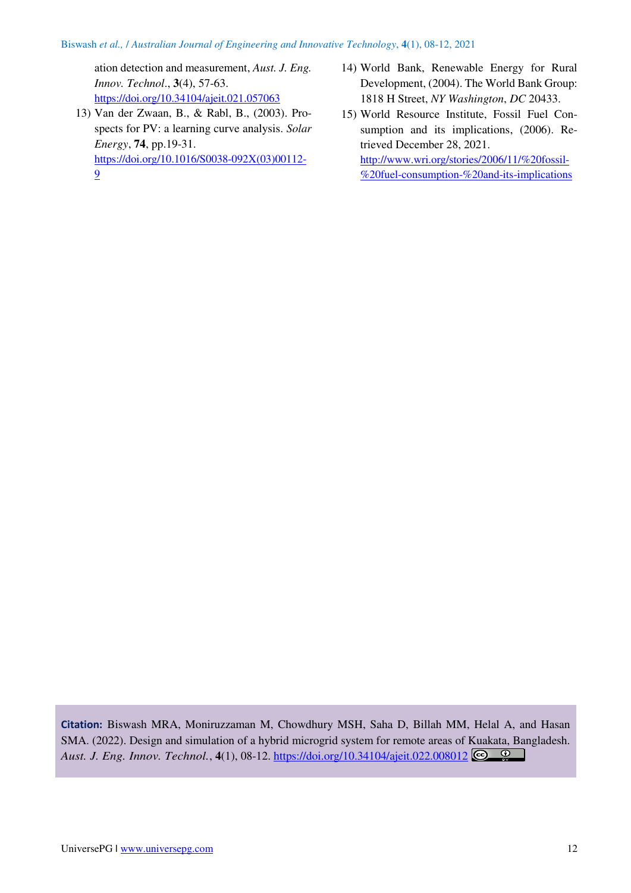ation detection and measurement, *Aust. J. Eng. Innov. Technol*., **3**(4), 57-63. https://doi.org/10.34104/ajeit.021.057063

13) Van der Zwaan, B., & Rabl, B., (2003). Prospects for PV: a learning curve analysis. *Solar Energy*, **74**, pp.19-31. https://doi.org/10.1016/S0038-092X(03)00112-9

14) World Bank, Renewable Energy for Rural Development, (2004). The World Bank Group: 1818 H Street, *NY Washington*, *DC* 20433.

15) World Resource Institute, Fossil Fuel Consumption and its implications, (2006). Retrieved December 28, 2021. http://www.wri.org/stories/2006/11/%20fossil-%20fuel-consumption-%20and-its-implications

**Citation:** Biswash MRA, Moniruzzaman M, Chowdhury MSH, Saha D, Billah MM, Helal A, and Hasan SMA. (2022). Design and simulation of a hybrid microgrid system for remote areas of Kuakata, Bangladesh. *Aust. J. Eng. Innov. Technol.*, **4**(1), 08-12. https://doi.org/10.34104/ajeit.022.008012